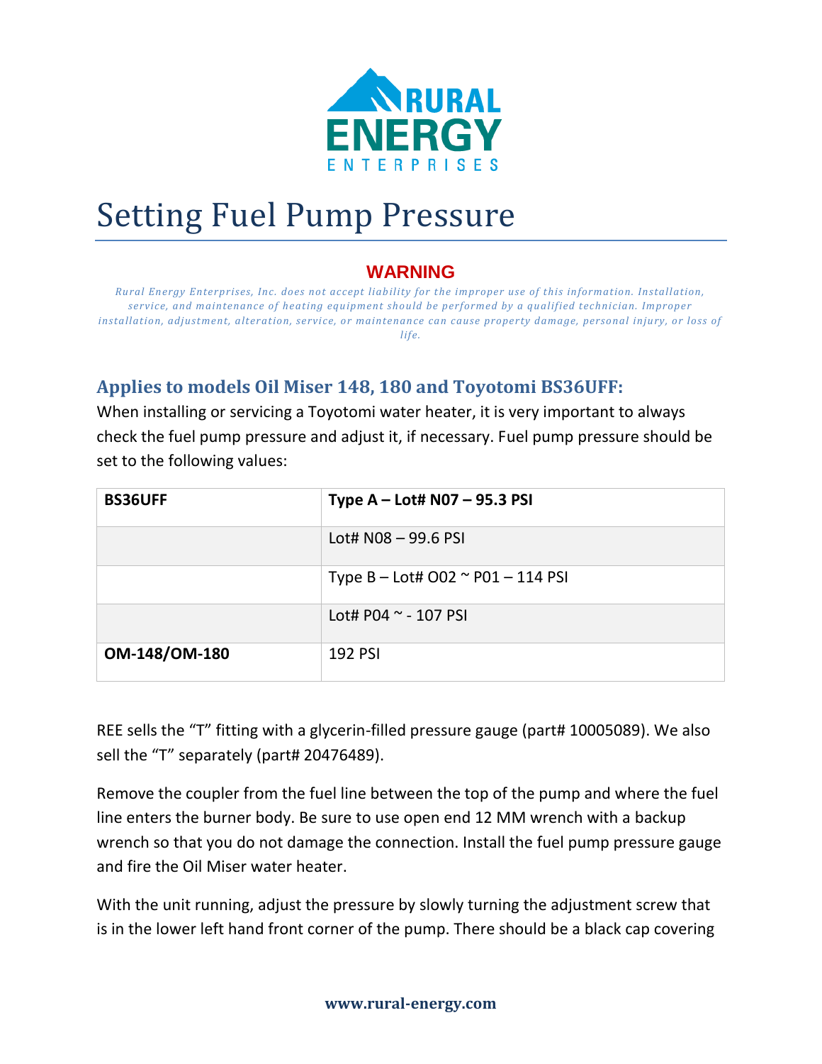# Setting Fuel Pump Pressure

**WARNING**

*Rural Energy Enterprises, Inc. does not accept liability for the improper use of this information. Installation, service, and maintenance of heating equipment should be performed by a qualified technician. Improper installation, adjustment, alteration, service, or maintenance can cause property damage, personal injury, or loss of life.*

## Applies to models Oil Miser 148, 180 and Toyotomi BS36UFF:

When installing or servicing a Toyotomi water heater, it is very important to always check the fuel pump pressure and adjust it, if necessary. Fuel pump pressure should be set to the following values:

| **BS36UFF** | **Type A – Lot# N07 – 95.3 PSI** |
|---|---|
| | Lot# N08 – 99.6 PSI |
| | Type B – Lot# O02 ~ P01 – 114 PSI |
| | Lot# P04 ~ - 107 PSI |
| **OM-148/OM-180** | 192 PSI |

REE sells the "T" fitting with a glycerin-filled pressure gauge (part# 10005089). We also sell the "T" separately (part# 20476489).

Remove the coupler from the fuel line between the top of the pump and where the fuel line enters the burner body. Be sure to use open end 12 MM wrench with a backup wrench so that you do not damage the connection. Install the fuel pump pressure gauge and fire the Oil Miser water heater.

With the unit running, adjust the pressure by slowly turning the adjustment screw that is in the lower left hand front corner of the pump. There should be a black cap covering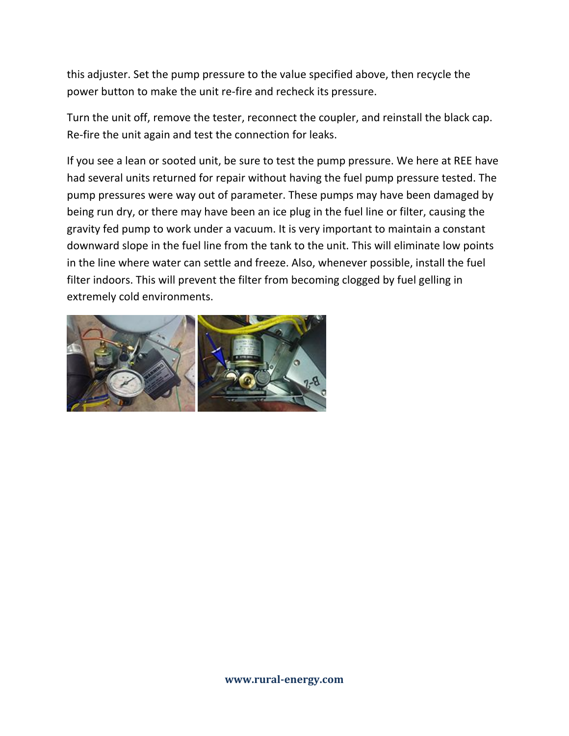this adjuster. Set the pump pressure to the value specified above, then recycle the power button to make the unit re-fire and recheck its pressure.

Turn the unit off, remove the tester, reconnect the coupler, and reinstall the black cap. Re-fire the unit again and test the connection for leaks.

If you see a lean or sooted unit, be sure to test the pump pressure. We here at REE have had several units returned for repair without having the fuel pump pressure tested. The pump pressures were way out of parameter. These pumps may have been damaged by being run dry, or there may have been an ice plug in the fuel line or filter, causing the gravity fed pump to work under a vacuum. It is very important to maintain a constant downward slope in the fuel line from the tank to the unit. This will eliminate low points in the line where water can settle and freeze. Also, whenever possible, install the fuel filter indoors. This will prevent the filter from becoming clogged by fuel gelling in extremely cold environments.